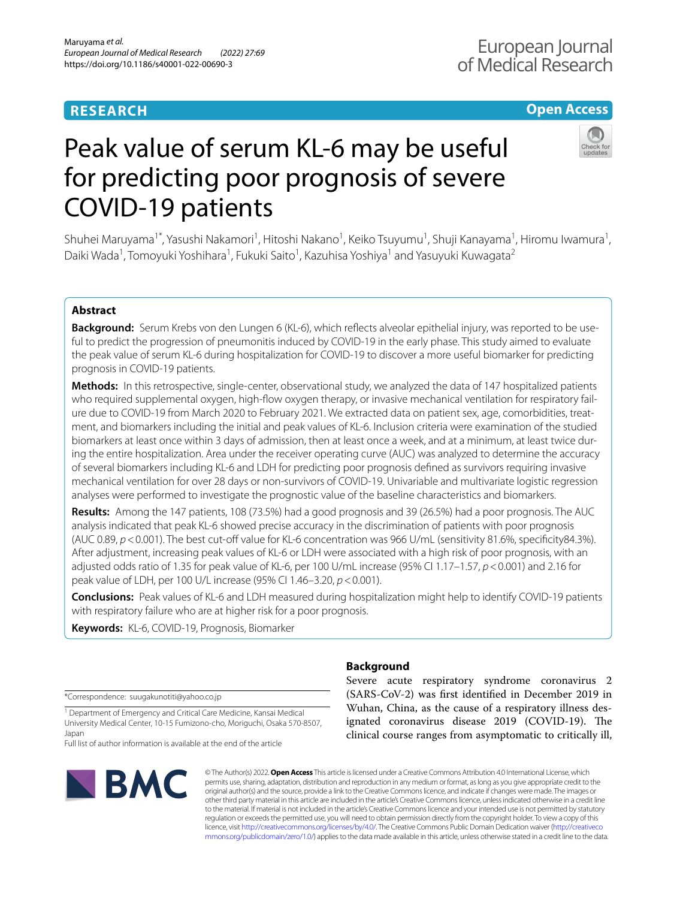RESEARCH

Open Access

# Peak value of serum KL-6 may be useful for predicting poor prognosis of severe COVID-19 patients

Shuhei Maruyama[1*], Yasushi Nakamori[1], Hitoshi Nakano[1], Keiko Tsuyumu[1], Shuji Kanayama[1], Hiromu Iwamura[1], Daiki Wada[1], Tomoyuki Yoshihara[1], Fukuki Saito[1], Kazuhisa Yoshiya[1] and Yasuyuki Kuwagata[2]

## Abstract

**Background:** Serum Krebs von den Lungen 6 (KL-6), which reflects alveolar epithelial injury, was reported to be useful to predict the progression of pneumonitis induced by COVID-19 in the early phase. This study aimed to evaluate the peak value of serum KL-6 during hospitalization for COVID-19 to discover a more useful biomarker for predicting prognosis in COVID-19 patients.

**Methods:** In this retrospective, single-center, observational study, we analyzed the data of 147 hospitalized patients who required supplemental oxygen, high-flow oxygen therapy, or invasive mechanical ventilation for respiratory failure due to COVID-19 from March 2020 to February 2021. We extracted data on patient sex, age, comorbidities, treatment, and biomarkers including the initial and peak values of KL-6. Inclusion criteria were examination of the studied biomarkers at least once within 3 days of admission, then at least once a week, and at a minimum, at least twice during the entire hospitalization. Area under the receiver operating curve (AUC) was analyzed to determine the accuracy of several biomarkers including KL-6 and LDH for predicting poor prognosis defined as survivors requiring invasive mechanical ventilation for over 28 days or non-survivors of COVID-19. Univariable and multivariate logistic regression analyses were performed to investigate the prognostic value of the baseline characteristics and biomarkers.

**Results:** Among the 147 patients, 108 (73.5%) had a good prognosis and 39 (26.5%) had a poor prognosis. The AUC analysis indicated that peak KL-6 showed precise accuracy in the discrimination of patients with poor prognosis (AUC 0.89, $p<0.001$). The best cut-off value for KL-6 concentration was 966 U/mL (sensitivity 81.6%, specificity84.3%). After adjustment, increasing peak values of KL-6 or LDH were associated with a high risk of poor prognosis, with an adjusted odds ratio of 1.35 for peak value of KL-6, per 100 U/mL increase (95% CI 1.17–1.57, $p<0.001$) and 2.16 for peak value of LDH, per 100 U/L increase (95% CI 1.46–3.20, $p<0.001$).

**Conclusions:** Peak values of KL-6 and LDH measured during hospitalization might help to identify COVID-19 patients with respiratory failure who are at higher risk for a poor prognosis.

**Keywords:** KL-6, COVID-19, Prognosis, Biomarker

*Correspondence: suugakunotiti@yahoo.co.jp

[1] Department of Emergency and Critical Care Medicine, Kansai Medical University Medical Center, 10-15 Fumizono-cho, Moriguchi, Osaka 570-8507, Japan

Full list of author information is available at the end of the article

## Background

Severe acute respiratory syndrome coronavirus 2 (SARS-CoV-2) was first identified in December 2019 in Wuhan, China, as the cause of a respiratory illness designated coronavirus disease 2019 (COVID-19). The clinical course ranges from asymptomatic to critically ill,

© The Author(s) 2022. **Open Access** This article is licensed under a Creative Commons Attribution 4.0 International License, which permits use, sharing, adaptation, distribution and reproduction in any medium or format, as long as you give appropriate credit to the original author(s) and the source, provide a link to the Creative Commons licence, and indicate if changes were made. The images or other third party material in this article are included in the article's Creative Commons licence, unless indicated otherwise in a credit line to the material. If material is not included in the article's Creative Commons licence and your intended use is not permitted by statutory regulation or exceeds the permitted use, you will need to obtain permission directly from the copyright holder. To view a copy of this licence, visit http://creativecommons.org/licenses/by/4.0/. The Creative Commons Public Domain Dedication waiver (http://creativecommons.org/publicdomain/zero/1.0/) applies to the data made available in this article, unless otherwise stated in a credit line to the data.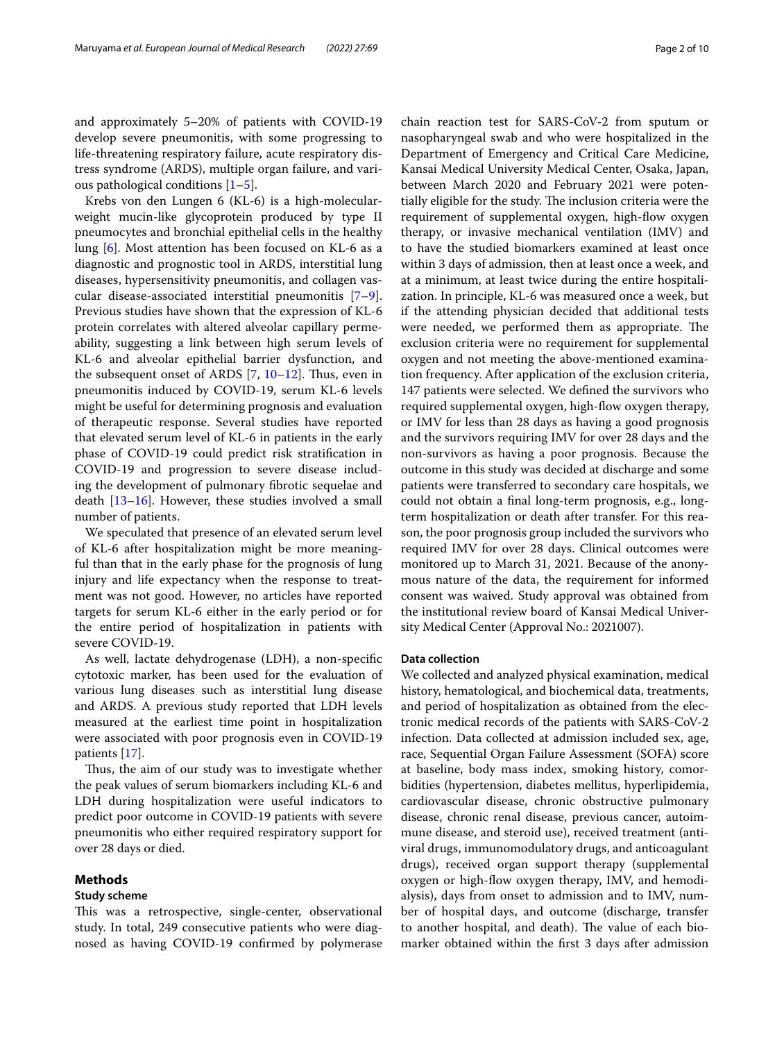and approximately 5–20% of patients with COVID-19 develop severe pneumonitis, with some progressing to life-threatening respiratory failure, acute respiratory distress syndrome (ARDS), multiple organ failure, and various pathological conditions [1–5].

Krebs von den Lungen 6 (KL-6) is a high-molecular-weight mucin-like glycoprotein produced by type II pneumocytes and bronchial epithelial cells in the healthy lung [6]. Most attention has been focused on KL-6 as a diagnostic and prognostic tool in ARDS, interstitial lung diseases, hypersensitivity pneumonitis, and collagen vascular disease-associated interstitial pneumonitis [7–9]. Previous studies have shown that the expression of KL-6 protein correlates with altered alveolar capillary permeability, suggesting a link between high serum levels of KL-6 and alveolar epithelial barrier dysfunction, and the subsequent onset of ARDS [7, 10–12]. Thus, even in pneumonitis induced by COVID-19, serum KL-6 levels might be useful for determining prognosis and evaluation of therapeutic response. Several studies have reported that elevated serum level of KL-6 in patients in the early phase of COVID-19 could predict risk stratification in COVID-19 and progression to severe disease including the development of pulmonary fibrotic sequelae and death [13–16]. However, these studies involved a small number of patients.

We speculated that presence of an elevated serum level of KL-6 after hospitalization might be more meaningful than that in the early phase for the prognosis of lung injury and life expectancy when the response to treatment was not good. However, no articles have reported targets for serum KL-6 either in the early period or for the entire period of hospitalization in patients with severe COVID-19.

As well, lactate dehydrogenase (LDH), a non-specific cytotoxic marker, has been used for the evaluation of various lung diseases such as interstitial lung disease and ARDS. A previous study reported that LDH levels measured at the earliest time point in hospitalization were associated with poor prognosis even in COVID-19 patients [17].

Thus, the aim of our study was to investigate whether the peak values of serum biomarkers including KL-6 and LDH during hospitalization were useful indicators to predict poor outcome in COVID-19 patients with severe pneumonitis who either required respiratory support for over 28 days or died.

## Methods

### Study scheme

This was a retrospective, single-center, observational study. In total, 249 consecutive patients who were diagnosed as having COVID-19 confirmed by polymerase chain reaction test for SARS-CoV-2 from sputum or nasopharyngeal swab and who were hospitalized in the Department of Emergency and Critical Care Medicine, Kansai Medical University Medical Center, Osaka, Japan, between March 2020 and February 2021 were potentially eligible for the study. The inclusion criteria were the requirement of supplemental oxygen, high-flow oxygen therapy, or invasive mechanical ventilation (IMV) and to have the studied biomarkers examined at least once within 3 days of admission, then at least once a week, and at a minimum, at least twice during the entire hospitalization. In principle, KL-6 was measured once a week, but if the attending physician decided that additional tests were needed, we performed them as appropriate. The exclusion criteria were no requirement for supplemental oxygen and not meeting the above-mentioned examination frequency. After application of the exclusion criteria, 147 patients were selected. We defined the survivors who required supplemental oxygen, high-flow oxygen therapy, or IMV for less than 28 days as having a good prognosis and the survivors requiring IMV for over 28 days and the non-survivors as having a poor prognosis. Because the outcome in this study was decided at discharge and some patients were transferred to secondary care hospitals, we could not obtain a final long-term prognosis, e.g., long-term hospitalization or death after transfer. For this reason, the poor prognosis group included the survivors who required IMV for over 28 days. Clinical outcomes were monitored up to March 31, 2021. Because of the anonymous nature of the data, the requirement for informed consent was waived. Study approval was obtained from the institutional review board of Kansai Medical University Medical Center (Approval No.: 2021007).

### Data collection

We collected and analyzed physical examination, medical history, hematological, and biochemical data, treatments, and period of hospitalization as obtained from the electronic medical records of the patients with SARS-CoV-2 infection. Data collected at admission included sex, age, race, Sequential Organ Failure Assessment (SOFA) score at baseline, body mass index, smoking history, comorbidities (hypertension, diabetes mellitus, hyperlipidemia, cardiovascular disease, chronic obstructive pulmonary disease, chronic renal disease, previous cancer, autoimmune disease, and steroid use), received treatment (antiviral drugs, immunomodulatory drugs, and anticoagulant drugs), received organ support therapy (supplemental oxygen or high-flow oxygen therapy, IMV, and hemodialysis), days from onset to admission and to IMV, number of hospital days, and outcome (discharge, transfer to another hospital, and death). The value of each biomarker obtained within the first 3 days after admission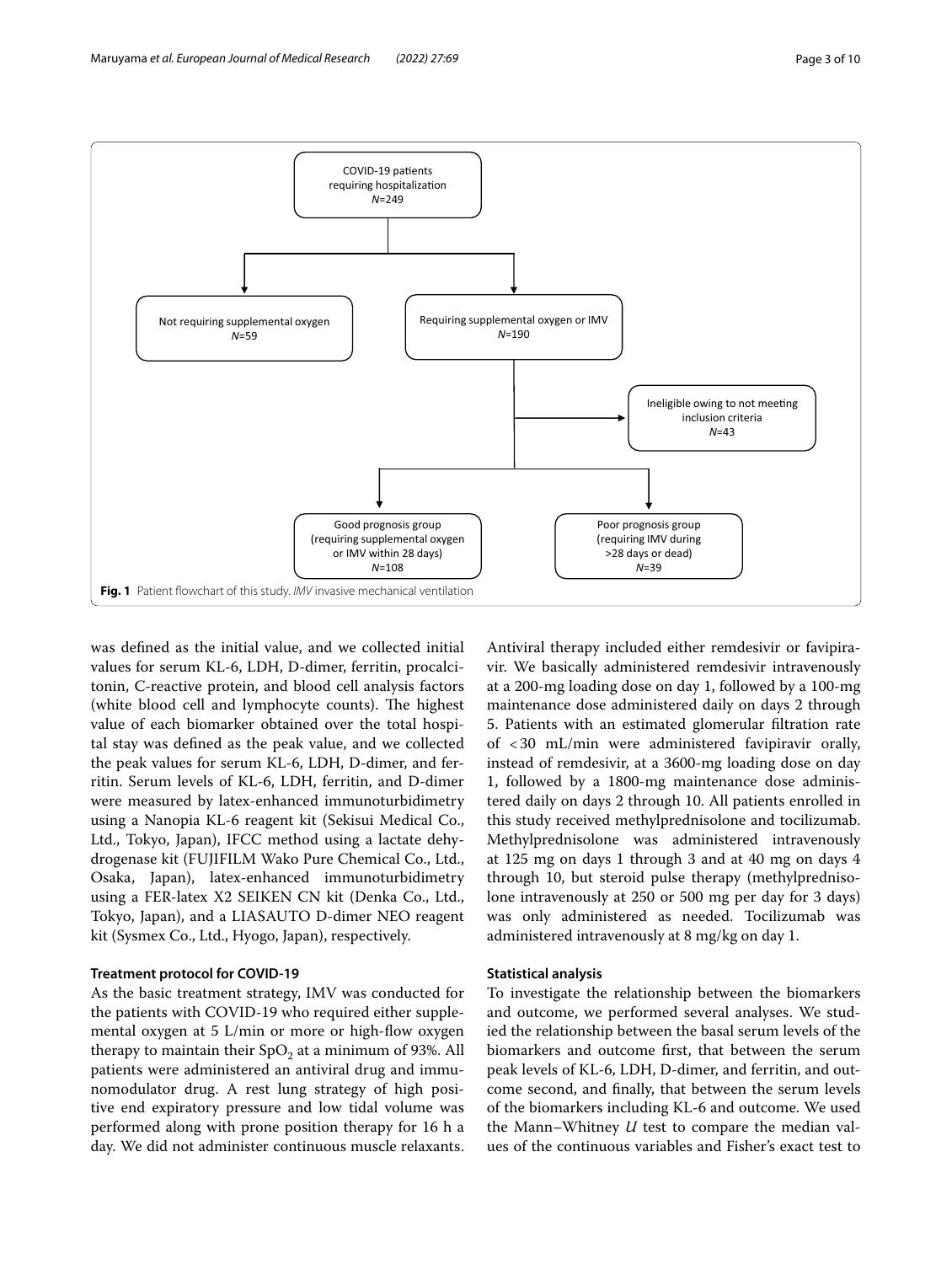COVID-19 patients requiring hospitalization
*N*=249

Not requiring supplemental oxygen
*N*=59

Requiring supplemental oxygen or IMV
*N*=190

Ineligible owing to not meeting inclusion criteria
*N*=43

Good prognosis group (requiring supplemental oxygen or IMV within 28 days)
*N*=108

Poor prognosis group (requiring IMV during >28 days or dead)
*N*=39

**Fig. 1** Patient flowchart of this study. *IMV* invasive mechanical ventilation

was defined as the initial value, and we collected initial values for serum KL-6, LDH, D-dimer, ferritin, procalcitonin, C-reactive protein, and blood cell analysis factors (white blood cell and lymphocyte counts). The highest value of each biomarker obtained over the total hospital stay was defined as the peak value, and we collected the peak values for serum KL-6, LDH, D-dimer, and ferritin. Serum levels of KL-6, LDH, ferritin, and D-dimer were measured by latex-enhanced immunoturbidimetry using a Nanopia KL-6 reagent kit (Sekisui Medical Co., Ltd., Tokyo, Japan), IFCC method using a lactate dehydrogenase kit (FUJIFILM Wako Pure Chemical Co., Ltd., Osaka, Japan), latex-enhanced immunoturbidimetry using a FER-latex X2 SEIKEN CN kit (Denka Co., Ltd., Tokyo, Japan), and a LIASAUTO D-dimer NEO reagent kit (Sysmex Co., Ltd., Hyogo, Japan), respectively.

### Treatment protocol for COVID-19

As the basic treatment strategy, IMV was conducted for the patients with COVID-19 who required either supplemental oxygen at 5 L/min or more or high-flow oxygen therapy to maintain their $SpO_2$ at a minimum of 93%. All patients were administered an antiviral drug and immunomodulator drug. A rest lung strategy of high positive end expiratory pressure and low tidal volume was performed along with prone position therapy for 16 h a day. We did not administer continuous muscle relaxants. Antiviral therapy included either remdesivir or favipiravir. We basically administered remdesivir intravenously at a 200-mg loading dose on day 1, followed by a 100-mg maintenance dose administered daily on days 2 through 5. Patients with an estimated glomerular filtration rate of <30 mL/min were administered favipiravir orally, instead of remdesivir, at a 3600-mg loading dose on day 1, followed by a 1800-mg maintenance dose administered daily on days 2 through 10. All patients enrolled in this study received methylprednisolone and tocilizumab. Methylprednisolone was administered intravenously at 125 mg on days 1 through 3 and at 40 mg on days 4 through 10, but steroid pulse therapy (methylprednisolone intravenously at 250 or 500 mg per day for 3 days) was only administered as needed. Tocilizumab was administered intravenously at 8 mg/kg on day 1.

### Statistical analysis

To investigate the relationship between the biomarkers and outcome, we performed several analyses. We studied the relationship between the basal serum levels of the biomarkers and outcome first, that between the serum peak levels of KL-6, LDH, D-dimer, and ferritin, and outcome second, and finally, that between the serum levels of the biomarkers including KL-6 and outcome. We used the Mann–Whitney *U* test to compare the median values of the continuous variables and Fisher's exact test to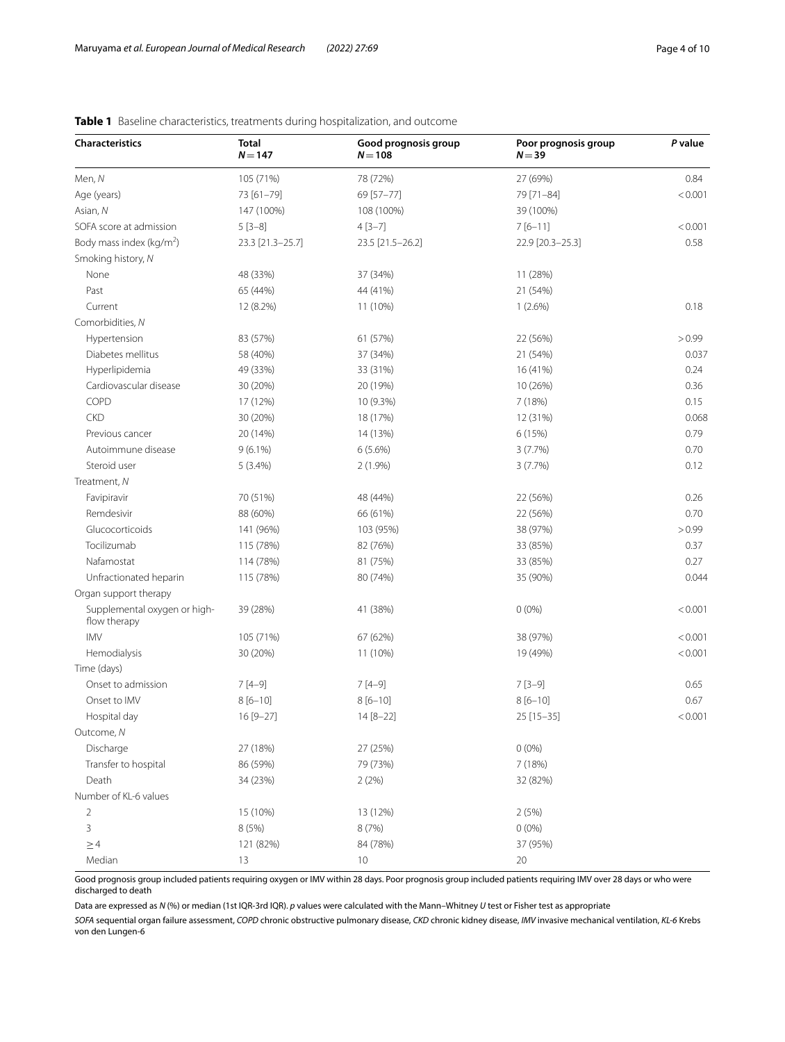**Table 1** Baseline characteristics, treatments during hospitalization, and outcome

| Characteristics | Total $N=147$ | Good prognosis group $N=108$ | Poor prognosis group $N=39$ | *P* value |
|---|---|---|---|---|
| Men, *N* | 105 (71%) | 78 (72%) | 27 (69%) | 0.84 |
| Age (years) | 73 [61–79] | 69 [57–77] | 79 [71–84] | < 0.001 |
| Asian, *N* | 147 (100%) | 108 (100%) | 39 (100%) | |
| SOFA score at admission | 5 [3–8] | 4 [3–7] | 7 [6–11] | < 0.001 |
| Body mass index (kg/m$^2$) | 23.3 [21.3–25.7] | 23.5 [21.5–26.2] | 22.9 [20.3–25.3] | 0.58 |
| Smoking history, *N* | | | | |
| None | 48 (33%) | 37 (34%) | 11 (28%) | |
| Past | 65 (44%) | 44 (41%) | 21 (54%) | |
| Current | 12 (8.2%) | 11 (10%) | 1 (2.6%) | 0.18 |
| Comorbidities, *N* | | | | |
| Hypertension | 83 (57%) | 61 (57%) | 22 (56%) | > 0.99 |
| Diabetes mellitus | 58 (40%) | 37 (34%) | 21 (54%) | 0.037 |
| Hyperlipidemia | 49 (33%) | 33 (31%) | 16 (41%) | 0.24 |
| Cardiovascular disease | 30 (20%) | 20 (19%) | 10 (26%) | 0.36 |
| COPD | 17 (12%) | 10 (9.3%) | 7 (18%) | 0.15 |
| CKD | 30 (20%) | 18 (17%) | 12 (31%) | 0.068 |
| Previous cancer | 20 (14%) | 14 (13%) | 6 (15%) | 0.79 |
| Autoimmune disease | 9 (6.1%) | 6 (5.6%) | 3 (7.7%) | 0.70 |
| Steroid user | 5 (3.4%) | 2 (1.9%) | 3 (7.7%) | 0.12 |
| Treatment, *N* | | | | |
| Favipiravir | 70 (51%) | 48 (44%) | 22 (56%) | 0.26 |
| Remdesivir | 88 (60%) | 66 (61%) | 22 (56%) | 0.70 |
| Glucocorticoids | 141 (96%) | 103 (95%) | 38 (97%) | > 0.99 |
| Tocilizumab | 115 (78%) | 82 (76%) | 33 (85%) | 0.37 |
| Nafamostat | 114 (78%) | 81 (75%) | 33 (85%) | 0.27 |
| Unfractionated heparin | 115 (78%) | 80 (74%) | 35 (90%) | 0.044 |
| Organ support therapy | | | | |
| Supplemental oxygen or high-flow therapy | 39 (28%) | 41 (38%) | 0 (0%) | < 0.001 |
| IMV | 105 (71%) | 67 (62%) | 38 (97%) | < 0.001 |
| Hemodialysis | 30 (20%) | 11 (10%) | 19 (49%) | < 0.001 |
| Time (days) | | | | |
| Onset to admission | 7 [4–9] | 7 [4–9] | 7 [3–9] | 0.65 |
| Onset to IMV | 8 [6–10] | 8 [6–10] | 8 [6–10] | 0.67 |
| Hospital day | 16 [9–27] | 14 [8–22] | 25 [15–35] | < 0.001 |
| Outcome, *N* | | | | |
| Discharge | 27 (18%) | 27 (25%) | 0 (0%) | |
| Transfer to hospital | 86 (59%) | 79 (73%) | 7 (18%) | |
| Death | 34 (23%) | 2 (2%) | 32 (82%) | |
| Number of KL-6 values | | | | |
| 2 | 15 (10%) | 13 (12%) | 2 (5%) | |
| 3 | 8 (5%) | 8 (7%) | 0 (0%) | |
| ≥ 4 | 121 (82%) | 84 (78%) | 37 (95%) | |
| Median | 13 | 10 | 20 | |

Good prognosis group included patients requiring oxygen or IMV within 28 days. Poor prognosis group included patients requiring IMV over 28 days or who were discharged to death

Data are expressed as *N* (%) or median (1st IQR-3rd IQR). *p* values were calculated with the Mann–Whitney *U* test or Fisher test as appropriate

*SOFA* sequential organ failure assessment, *COPD* chronic obstructive pulmonary disease, *CKD* chronic kidney disease, *IMV* invasive mechanical ventilation, *KL-6* Krebs von den Lungen-6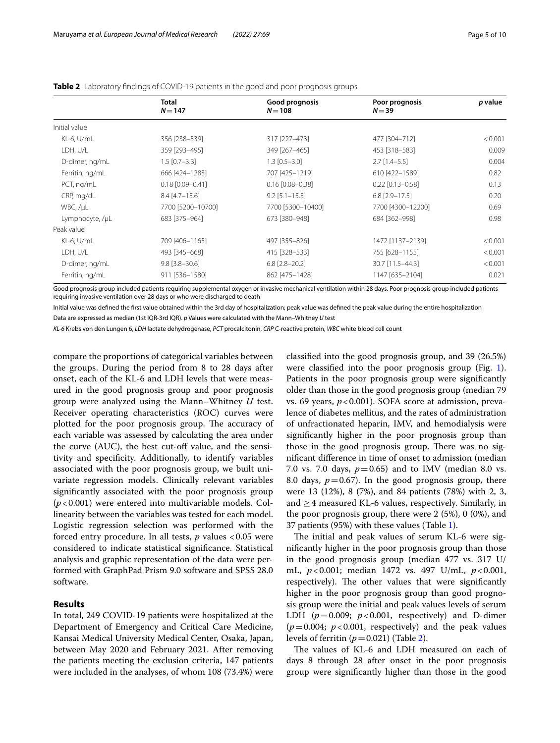**Table 2** Laboratory findings of COVID-19 patients in the good and poor prognosis groups

| | Total $N = 147$ | Good prognosis $N = 108$ | Poor prognosis $N = 39$ | *p* value |
|---|---|---|---|---|
| Initial value | | | | |
| KL-6, U/mL | 356 [238–539] | 317 [227–473] | 477 [304–712] | < 0.001 |
| LDH, U/L | 359 [293–495] | 349 [267–465] | 453 [318–583] | 0.009 |
| D-dimer, ng/mL | 1.5 [0.7–3.3] | 1.3 [0.5–3.0] | 2.7 [1.4–5.5] | 0.004 |
| Ferritin, ng/mL | 666 [424–1283] | 707 [425–1219] | 610 [422–1589] | 0.82 |
| PCT, ng/mL | 0.18 [0.09–0.41] | 0.16 [0.08–0.38] | 0.22 [0.13–0.58] | 0.13 |
| CRP, mg/dL | 8.4 [4.7–15.6] | 9.2 [5.1–15.5] | 6.8 [2.9–17.5] | 0.20 |
| WBC, /μL | 7700 [5200–10700] | 7700 [5300–10400] | 7700 [4300–12200] | 0.69 |
| Lymphocyte, /μL | 683 [375–964] | 673 [380–948] | 684 [362–998] | 0.98 |
| Peak value | | | | |
| KL-6, U/mL | 709 [406–1165] | 497 [355–826] | 1472 [1137–2139] | < 0.001 |
| LDH, U/L | 493 [345–668] | 415 [328–533] | 755 [628–1155] | < 0.001 |
| D-dimer, ng/mL | 9.8 [3.8–30.6] | 6.8 [2.8–20.2] | 30.7 [11.5–44.3] | < 0.001 |
| Ferritin, ng/mL | 911 [536–1580] | 862 [475–1428] | 1147 [635–2104] | 0.021 |

Good prognosis group included patients requiring supplemental oxygen or invasive mechanical ventilation within 28 days. Poor prognosis group included patients requiring invasive ventilation over 28 days or who were discharged to death

Initial value was defined the first value obtained within the 3rd day of hospitalization; peak value was defined the peak value during the entire hospitalization

Data are expressed as median (1st IQR-3rd IQR). *p* Values were calculated with the Mann–Whitney *U* test

*KL-6* Krebs von den Lungen 6, *LDH* lactate dehydrogenase, *PCT* procalcitonin, *CRP* C-reactive protein, *WBC* white blood cell count

compare the proportions of categorical variables between the groups. During the period from 8 to 28 days after onset, each of the KL-6 and LDH levels that were measured in the good prognosis group and poor prognosis group were analyzed using the Mann–Whitney *U* test. Receiver operating characteristics (ROC) curves were plotted for the poor prognosis group. The accuracy of each variable was assessed by calculating the area under the curve (AUC), the best cut-off value, and the sensitivity and specificity. Additionally, to identify variables associated with the poor prognosis group, we built univariate regression models. Clinically relevant variables significantly associated with the poor prognosis group ($p < 0.001$) were entered into multivariable models. Collinearity between the variables was tested for each model. Logistic regression selection was performed with the forced entry procedure. In all tests, $p$ values $< 0.05$ were considered to indicate statistical significance. Statistical analysis and graphic representation of the data were performed with GraphPad Prism 9.0 software and SPSS 28.0 software.

## Results

In total, 249 COVID-19 patients were hospitalized at the Department of Emergency and Critical Care Medicine, Kansai Medical University Medical Center, Osaka, Japan, between May 2020 and February 2021. After removing the patients meeting the exclusion criteria, 147 patients were included in the analyses, of whom 108 (73.4%) were classified into the good prognosis group, and 39 (26.5%) were classified into the poor prognosis group (Fig. 1). Patients in the poor prognosis group were significantly older than those in the good prognosis group (median 79 vs. 69 years, $p < 0.001$). SOFA score at admission, prevalence of diabetes mellitus, and the rates of administration of unfractionated heparin, IMV, and hemodialysis were significantly higher in the poor prognosis group than those in the good prognosis group. There was no significant difference in time of onset to admission (median 7.0 vs. 7.0 days, $p = 0.65$) and to IMV (median 8.0 vs. 8.0 days, $p = 0.67$). In the good prognosis group, there were 13 (12%), 8 (7%), and 84 patients (78%) with 2, 3, and $\geq 4$ measured KL-6 values, respectively. Similarly, in the poor prognosis group, there were 2 (5%), 0 (0%), and 37 patients (95%) with these values (Table 1).

The initial and peak values of serum KL-6 were significantly higher in the poor prognosis group than those in the good prognosis group (median 477 vs. 317 U/mL, $p < 0.001$; median 1472 vs. 497 U/mL, $p < 0.001$, respectively). The other values that were significantly higher in the poor prognosis group than good prognosis group were the initial and peak values levels of serum LDH ($p = 0.009$; $p < 0.001$, respectively) and D-dimer ($p = 0.004$; $p < 0.001$, respectively) and the peak values levels of ferritin ($p = 0.021$) (Table 2).

The values of KL-6 and LDH measured on each of days 8 through 28 after onset in the poor prognosis group were significantly higher than those in the good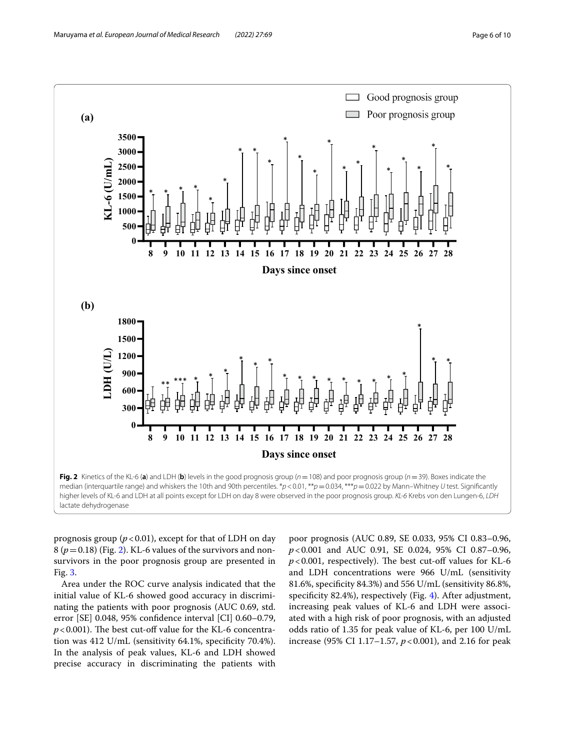Fig. 2 Kinetics of the KL-6 (**a**) and LDH (**b**) levels in the good prognosis group ($n = 108$) and poor prognosis group ($n = 39$). Boxes indicate the median (interquartile range) and whiskers the 10th and 90th percentiles. \*$p < 0.01$, \*\*$p = 0.034$, \*\*\*$p = 0.022$ by Mann–Whitney *U* test. Significantly higher levels of KL-6 and LDH at all points except for LDH on day 8 were observed in the poor prognosis group. *KL-6* Krebs von den Lungen-6, *LDH* lactate dehydrogenase

prognosis group ($p < 0.01$), except for that of LDH on day 8 ($p = 0.18$) (Fig. 2). KL-6 values of the survivors and non-survivors in the poor prognosis group are presented in Fig. 3.

Area under the ROC curve analysis indicated that the initial value of KL-6 showed good accuracy in discriminating the patients with poor prognosis (AUC 0.69, std. error [SE] 0.048, 95% confidence interval [CI] 0.60–0.79, $p < 0.001$). The best cut-off value for the KL-6 concentration was 412 U/mL (sensitivity 64.1%, specificity 70.4%). In the analysis of peak values, KL-6 and LDH showed precise accuracy in discriminating the patients with poor prognosis (AUC 0.89, SE 0.033, 95% CI 0.83–0.96, $p < 0.001$ and AUC 0.91, SE 0.024, 95% CI 0.87–0.96, $p < 0.001$, respectively). The best cut-off values for KL-6 and LDH concentrations were 966 U/mL (sensitivity 81.6%, specificity 84.3%) and 556 U/mL (sensitivity 86.8%, specificity 82.4%), respectively (Fig. 4). After adjustment, increasing peak values of KL-6 and LDH were associated with a high risk of poor prognosis, with an adjusted odds ratio of 1.35 for peak value of KL-6, per 100 U/mL increase (95% CI 1.17–1.57, $p < 0.001$), and 2.16 for peak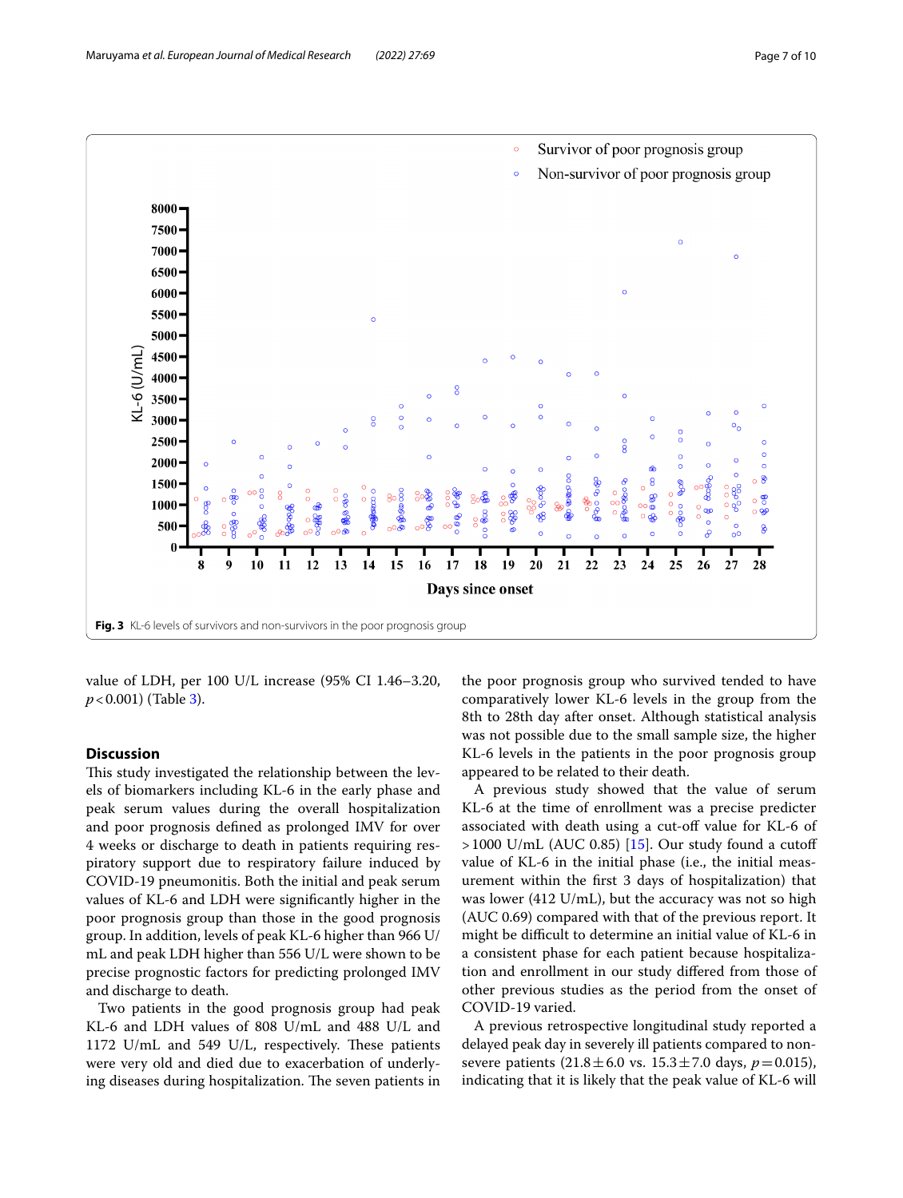Fig. 3 KL-6 levels of survivors and non-survivors in the poor prognosis group

value of LDH, per 100 U/L increase (95% CI 1.46–3.20, $p < 0.001$) (Table 3).

## Discussion

This study investigated the relationship between the levels of biomarkers including KL-6 in the early phase and peak serum values during the overall hospitalization and poor prognosis defined as prolonged IMV for over 4 weeks or discharge to death in patients requiring respiratory support due to respiratory failure induced by COVID-19 pneumonitis. Both the initial and peak serum values of KL-6 and LDH were significantly higher in the poor prognosis group than those in the good prognosis group. In addition, levels of peak KL-6 higher than 966 U/mL and peak LDH higher than 556 U/L were shown to be precise prognostic factors for predicting prolonged IMV and discharge to death.

Two patients in the good prognosis group had peak KL-6 and LDH values of 808 U/mL and 488 U/L and 1172 U/mL and 549 U/L, respectively. These patients were very old and died due to exacerbation of underlying diseases during hospitalization. The seven patients in the poor prognosis group who survived tended to have comparatively lower KL-6 levels in the group from the 8th to 28th day after onset. Although statistical analysis was not possible due to the small sample size, the higher KL-6 levels in the patients in the poor prognosis group appeared to be related to their death.

A previous study showed that the value of serum KL-6 at the time of enrollment was a precise predicter associated with death using a cut-off value for KL-6 of >1000 U/mL (AUC 0.85) [15]. Our study found a cutoff value of KL-6 in the initial phase (i.e., the initial measurement within the first 3 days of hospitalization) that was lower (412 U/mL), but the accuracy was not so high (AUC 0.69) compared with that of the previous report. It might be difficult to determine an initial value of KL-6 in a consistent phase for each patient because hospitalization and enrollment in our study differed from those of other previous studies as the period from the onset of COVID-19 varied.

A previous retrospective longitudinal study reported a delayed peak day in severely ill patients compared to non-severe patients (21.8 ± 6.0 vs. 15.3 ± 7.0 days, $p = 0.015$), indicating that it is likely that the peak value of KL-6 will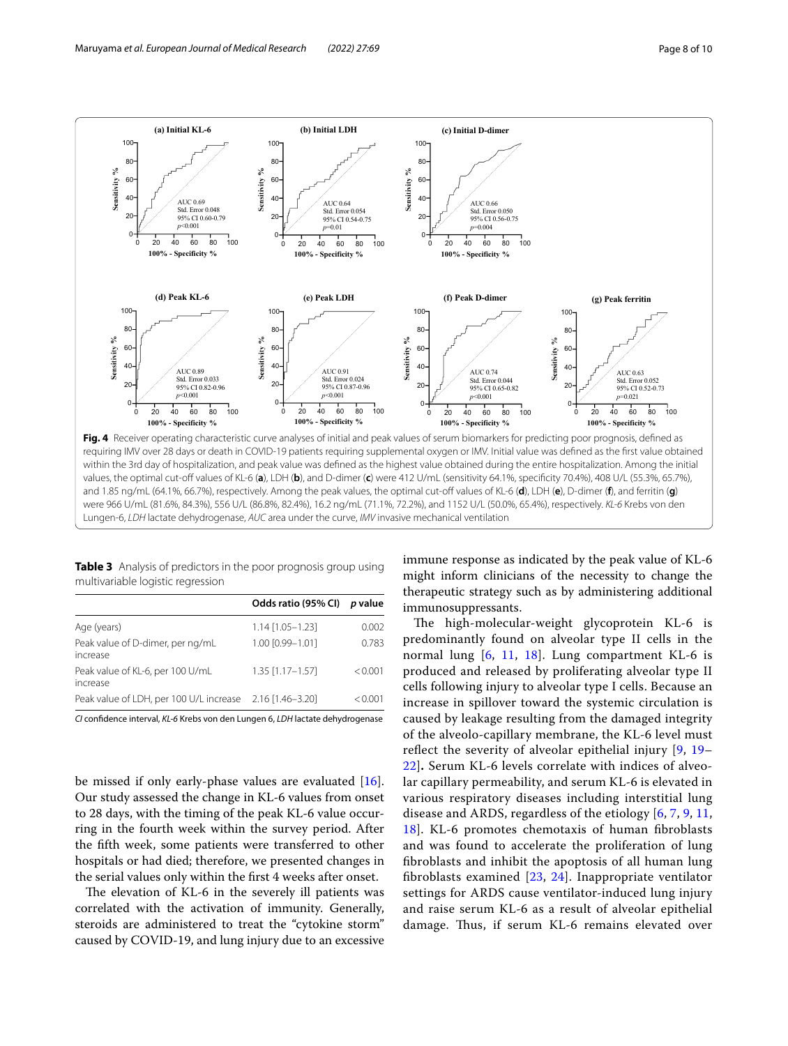**Fig. 4** Receiver operating characteristic curve analyses of initial and peak values of serum biomarkers for predicting poor prognosis, defined as requiring IMV over 28 days or death in COVID-19 patients requiring supplemental oxygen or IMV. Initial value was defined as the first value obtained within the 3rd day of hospitalization, and peak value was defined as the highest value obtained during the entire hospitalization. Among the initial values, the optimal cut-off values of KL-6 (**a**), LDH (**b**), and D-dimer (**c**) were 412 U/mL (sensitivity 64.1%, specificity 70.4%), 408 U/L (55.3%, 65.7%), and 1.85 ng/mL (64.1%, 66.7%), respectively. Among the peak values, the optimal cut-off values of KL-6 (**d**), LDH (**e**), D-dimer (**f**), and ferritin (**g**) were 966 U/mL (81.6%, 84.3%), 556 U/L (86.8%, 82.4%), 16.2 ng/mL (71.1%, 72.2%), and 1152 U/L (50.0%, 65.4%), respectively. *KL-6* Krebs von den Lungen-6, *LDH* lactate dehydrogenase, *AUC* area under the curve, *IMV* invasive mechanical ventilation

**Table 3** Analysis of predictors in the poor prognosis group using multivariable logistic regression

| | Odds ratio (95% CI) | *p* value |
|---|---|---|
| Age (years) | 1.14 [1.05–1.23] | 0.002 |
| Peak value of D-dimer, per ng/mL increase | 1.00 [0.99–1.01] | 0.783 |
| Peak value of KL-6, per 100 U/mL increase | 1.35 [1.17–1.57] | < 0.001 |
| Peak value of LDH, per 100 U/L increase | 2.16 [1.46–3.20] | < 0.001 |

*CI* confidence interval, *KL-6* Krebs von den Lungen 6, *LDH* lactate dehydrogenase

be missed if only early-phase values are evaluated [16]. Our study assessed the change in KL-6 values from onset to 28 days, with the timing of the peak KL-6 value occurring in the fourth week within the survey period. After the fifth week, some patients were transferred to other hospitals or had died; therefore, we presented changes in the serial values only within the first 4 weeks after onset.

The elevation of KL-6 in the severely ill patients was correlated with the activation of immunity. Generally, steroids are administered to treat the "cytokine storm" caused by COVID-19, and lung injury due to an excessive immune response as indicated by the peak value of KL-6 might inform clinicians of the necessity to change the therapeutic strategy such as by administering additional immunosuppressants.

The high-molecular-weight glycoprotein KL-6 is predominantly found on alveolar type II cells in the normal lung [6, 11, 18]. Lung compartment KL-6 is produced and released by proliferating alveolar type II cells following injury to alveolar type I cells. Because an increase in spillover toward the systemic circulation is caused by leakage resulting from the damaged integrity of the alveolo-capillary membrane, the KL-6 level must reflect the severity of alveolar epithelial injury [9, 19–22]**.** Serum KL-6 levels correlate with indices of alveolar capillary permeability, and serum KL-6 is elevated in various respiratory diseases including interstitial lung disease and ARDS, regardless of the etiology [6, 7, 9, 11, 18]. KL-6 promotes chemotaxis of human fibroblasts and was found to accelerate the proliferation of lung fibroblasts and inhibit the apoptosis of all human lung fibroblasts examined [23, 24]. Inappropriate ventilator settings for ARDS cause ventilator-induced lung injury and raise serum KL-6 as a result of alveolar epithelial damage. Thus, if serum KL-6 remains elevated over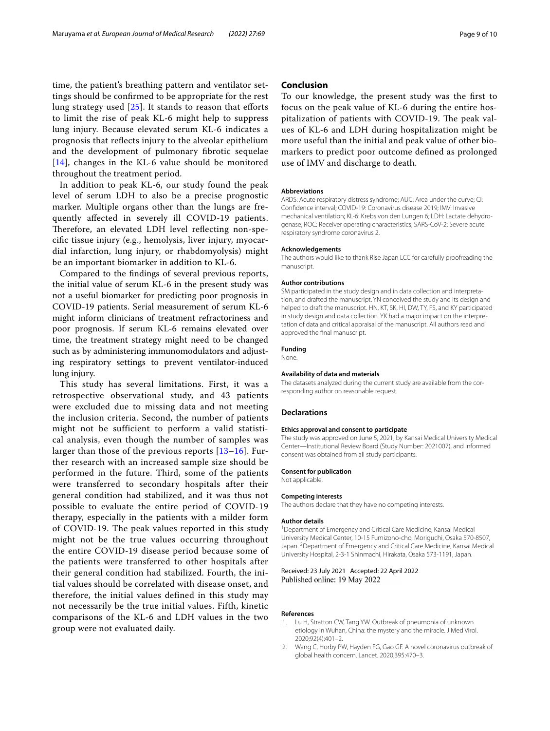time, the patient's breathing pattern and ventilator settings should be confirmed to be appropriate for the rest lung strategy used [25]. It stands to reason that efforts to limit the rise of peak KL-6 might help to suppress lung injury. Because elevated serum KL-6 indicates a prognosis that reflects injury to the alveolar epithelium and the development of pulmonary fibrotic sequelae [14], changes in the KL-6 value should be monitored throughout the treatment period.

In addition to peak KL-6, our study found the peak level of serum LDH to also be a precise prognostic marker. Multiple organs other than the lungs are frequently affected in severely ill COVID-19 patients. Therefore, an elevated LDH level reflecting non-specific tissue injury (e.g., hemolysis, liver injury, myocardial infarction, lung injury, or rhabdomyolysis) might be an important biomarker in addition to KL-6.

Compared to the findings of several previous reports, the initial value of serum KL-6 in the present study was not a useful biomarker for predicting poor prognosis in COVID-19 patients. Serial measurement of serum KL-6 might inform clinicians of treatment refractoriness and poor prognosis. If serum KL-6 remains elevated over time, the treatment strategy might need to be changed such as by administering immunomodulators and adjusting respiratory settings to prevent ventilator-induced lung injury.

This study has several limitations. First, it was a retrospective observational study, and 43 patients were excluded due to missing data and not meeting the inclusion criteria. Second, the number of patients might not be sufficient to perform a valid statistical analysis, even though the number of samples was larger than those of the previous reports [13–16]. Further research with an increased sample size should be performed in the future. Third, some of the patients were transferred to secondary hospitals after their general condition had stabilized, and it was thus not possible to evaluate the entire period of COVID-19 therapy, especially in the patients with a milder form of COVID-19. The peak values reported in this study might not be the true values occurring throughout the entire COVID-19 disease period because some of the patients were transferred to other hospitals after their general condition had stabilized. Fourth, the initial values should be correlated with disease onset, and therefore, the initial values defined in this study may not necessarily be the true initial values. Fifth, kinetic comparisons of the KL-6 and LDH values in the two group were not evaluated daily.

## Conclusion

To our knowledge, the present study was the first to focus on the peak value of KL-6 during the entire hospitalization of patients with COVID-19. The peak values of KL-6 and LDH during hospitalization might be more useful than the initial and peak value of other biomarkers to predict poor outcome defined as prolonged use of IMV and discharge to death.

#### Abbreviations

ARDS: Acute respiratory distress syndrome; AUC: Area under the curve; CI: Confidence interval; COVID-19: Coronavirus disease 2019; IMV: Invasive mechanical ventilation; KL-6: Krebs von den Lungen 6; LDH: Lactate dehydrogenase; ROC: Receiver operating characteristics; SARS-CoV-2: Severe acute respiratory syndrome coronavirus 2.

#### Acknowledgements

The authors would like to thank Rise Japan LCC for carefully proofreading the manuscript.

#### Author contributions

SM participated in the study design and in data collection and interpretation, and drafted the manuscript. YN conceived the study and its design and helped to draft the manuscript. HN, KT, SK, HI, DW, TY, FS, and KY participated in study design and data collection. YK had a major impact on the interpretation of data and critical appraisal of the manuscript. All authors read and approved the final manuscript.

#### Funding

None.

#### Availability of data and materials

The datasets analyzed during the current study are available from the corresponding author on reasonable request.

## Declarations

#### Ethics approval and consent to participate

The study was approved on June 5, 2021, by Kansai Medical University Medical Center—Institutional Review Board (Study Number: 2021007), and informed consent was obtained from all study participants.

#### Consent for publication

Not applicable.

#### Competing interests

The authors declare that they have no competing interests.

#### Author details

[1]Department of Emergency and Critical Care Medicine, Kansai Medical University Medical Center, 10-15 Fumizono-cho, Moriguchi, Osaka 570-8507, Japan. [2]Department of Emergency and Critical Care Medicine, Kansai Medical University Hospital, 2-3-1 Shinmachi, Hirakata, Osaka 573-1191, Japan.

Received: 23 July 2021 Accepted: 22 April 2022
Published online: 19 May 2022

#### References

1. Lu H, Stratton CW, Tang YW. Outbreak of pneumonia of unknown etiology in Wuhan, China: the mystery and the miracle. J Med Virol. 2020;92(4):401–2.
2. Wang C, Horby PW, Hayden FG, Gao GF. A novel coronavirus outbreak of global health concern. Lancet. 2020;395:470–3.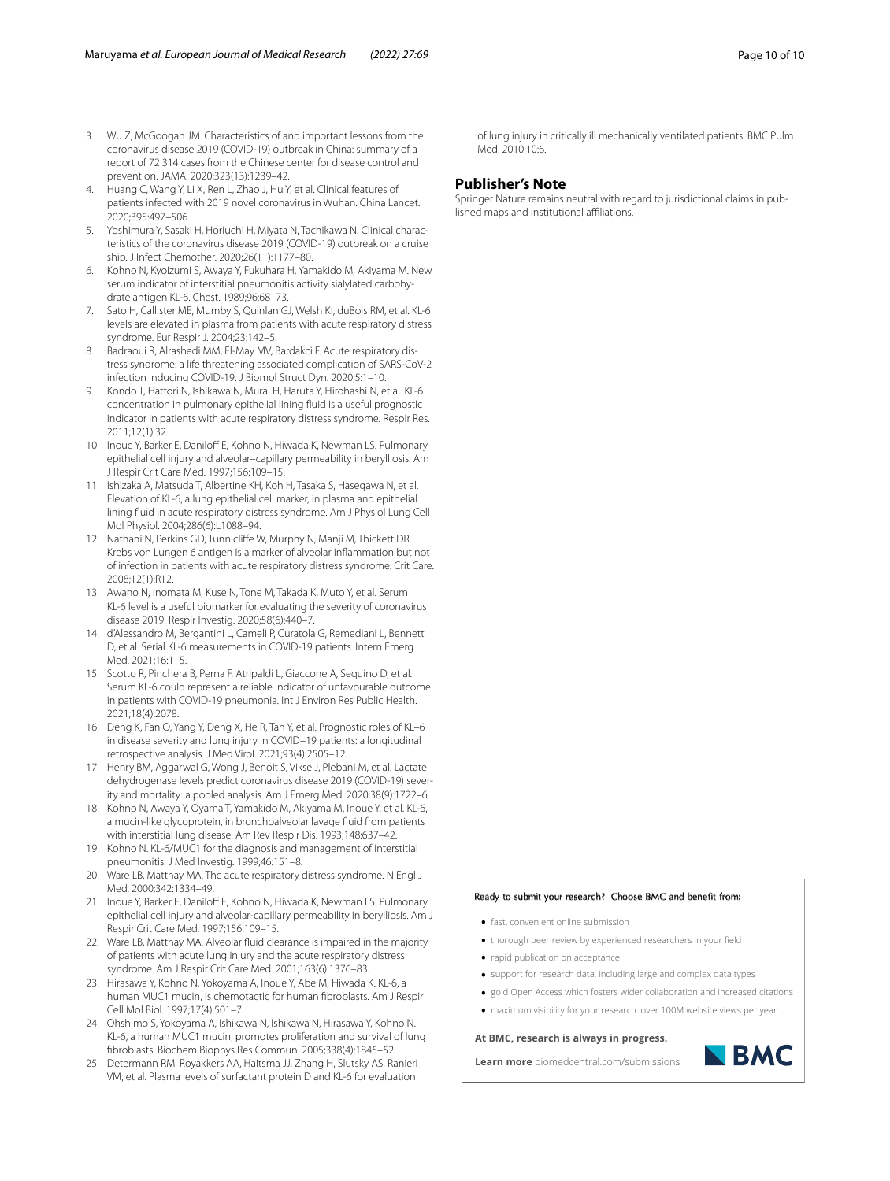3. Wu Z, McGoogan JM. Characteristics of and important lessons from the coronavirus disease 2019 (COVID-19) outbreak in China: summary of a report of 72 314 cases from the Chinese center for disease control and prevention. JAMA. 2020;323(13):1239–42.
4. Huang C, Wang Y, Li X, Ren L, Zhao J, Hu Y, et al. Clinical features of patients infected with 2019 novel coronavirus in Wuhan. China Lancet. 2020;395:497–506.
5. Yoshimura Y, Sasaki H, Horiuchi H, Miyata N, Tachikawa N. Clinical characteristics of the coronavirus disease 2019 (COVID-19) outbreak on a cruise ship. J Infect Chemother. 2020;26(11):1177–80.
6. Kohno N, Kyoizumi S, Awaya Y, Fukuhara H, Yamakido M, Akiyama M. New serum indicator of interstitial pneumonitis activity sialylated carbohydrate antigen KL-6. Chest. 1989;96:68–73.
7. Sato H, Callister ME, Mumby S, Quinlan GJ, Welsh KI, duBois RM, et al. KL-6 levels are elevated in plasma from patients with acute respiratory distress syndrome. Eur Respir J. 2004;23:142–5.
8. Badraoui R, Alrashedi MM, El-May MV, Bardakci F. Acute respiratory distress syndrome: a life threatening associated complication of SARS-CoV-2 infection inducing COVID-19. J Biomol Struct Dyn. 2020;5:1–10.
9. Kondo T, Hattori N, Ishikawa N, Murai H, Haruta Y, Hirohashi N, et al. KL-6 concentration in pulmonary epithelial lining fluid is a useful prognostic indicator in patients with acute respiratory distress syndrome. Respir Res. 2011;12(1):32.
10. Inoue Y, Barker E, Daniloff E, Kohno N, Hiwada K, Newman LS. Pulmonary epithelial cell injury and alveolar–capillary permeability in berylliosis. Am J Respir Crit Care Med. 1997;156:109–15.
11. Ishizaka A, Matsuda T, Albertine KH, Koh H, Tasaka S, Hasegawa N, et al. Elevation of KL-6, a lung epithelial cell marker, in plasma and epithelial lining fluid in acute respiratory distress syndrome. Am J Physiol Lung Cell Mol Physiol. 2004;286(6):L1088–94.
12. Nathani N, Perkins GD, Tunnicliffe W, Murphy N, Manji M, Thickett DR. Krebs von Lungen 6 antigen is a marker of alveolar inflammation but not of infection in patients with acute respiratory distress syndrome. Crit Care. 2008;12(1):R12.
13. Awano N, Inomata M, Kuse N, Tone M, Takada K, Muto Y, et al. Serum KL-6 level is a useful biomarker for evaluating the severity of coronavirus disease 2019. Respir Investig. 2020;58(6):440–7.
14. d'Alessandro M, Bergantini L, Cameli P, Curatola G, Remediani L, Bennett D, et al. Serial KL-6 measurements in COVID-19 patients. Intern Emerg Med. 2021;16:1–5.
15. Scotto R, Pinchera B, Perna F, Atripaldi L, Giaccone A, Sequino D, et al. Serum KL-6 could represent a reliable indicator of unfavourable outcome in patients with COVID-19 pneumonia. Int J Environ Res Public Health. 2021;18(4):2078.
16. Deng K, Fan Q, Yang Y, Deng X, He R, Tan Y, et al. Prognostic roles of KL–6 in disease severity and lung injury in COVID–19 patients: a longitudinal retrospective analysis. J Med Virol. 2021;93(4):2505–12.
17. Henry BM, Aggarwal G, Wong J, Benoit S, Vikse J, Plebani M, et al. Lactate dehydrogenase levels predict coronavirus disease 2019 (COVID-19) severity and mortality: a pooled analysis. Am J Emerg Med. 2020;38(9):1722–6.
18. Kohno N, Awaya Y, Oyama T, Yamakido M, Akiyama M, Inoue Y, et al. KL-6, a mucin-like glycoprotein, in bronchoalveolar lavage fluid from patients with interstitial lung disease. Am Rev Respir Dis. 1993;148:637–42.
19. Kohno N. KL-6/MUC1 for the diagnosis and management of interstitial pneumonitis. J Med Investig. 1999;46:151–8.
20. Ware LB, Matthay MA. The acute respiratory distress syndrome. N Engl J Med. 2000;342:1334–49.
21. Inoue Y, Barker E, Daniloff E, Kohno N, Hiwada K, Newman LS. Pulmonary epithelial cell injury and alveolar-capillary permeability in berylliosis. Am J Respir Crit Care Med. 1997;156:109–15.
22. Ware LB, Matthay MA. Alveolar fluid clearance is impaired in the majority of patients with acute lung injury and the acute respiratory distress syndrome. Am J Respir Crit Care Med. 2001;163(6):1376–83.
23. Hirasawa Y, Kohno N, Yokoyama A, Inoue Y, Abe M, Hiwada K. KL-6, a human MUC1 mucin, is chemotactic for human fibroblasts. Am J Respir Cell Mol Biol. 1997;17(4):501–7.
24. Ohshimo S, Yokoyama A, Hattori N, Ishikawa N, Hirasawa Y, Kohno N. KL-6, a human MUC1 mucin, promotes proliferation and survival of lung fibroblasts. Biochem Biophys Res Commun. 2005;338(4):1845–52.
25. Determann RM, Royakkers AA, Haitsma JJ, Zhang H, Slutsky AS, Ranieri VM, et al. Plasma levels of surfactant protein D and KL-6 for evaluation of lung injury in critically ill mechanically ventilated patients. BMC Pulm Med. 2010;10:6.

## Publisher's Note

Springer Nature remains neutral with regard to jurisdictional claims in published maps and institutional affiliations.

Ready to submit your research? Choose BMC and benefit from:

- fast, convenient online submission
- thorough peer review by experienced researchers in your field
- rapid publication on acceptance
- support for research data, including large and complex data types
- gold Open Access which fosters wider collaboration and increased citations
- maximum visibility for your research: over 100M website views per year

**At BMC, research is always in progress.**

**Learn more** biomedcentral.com/submissions